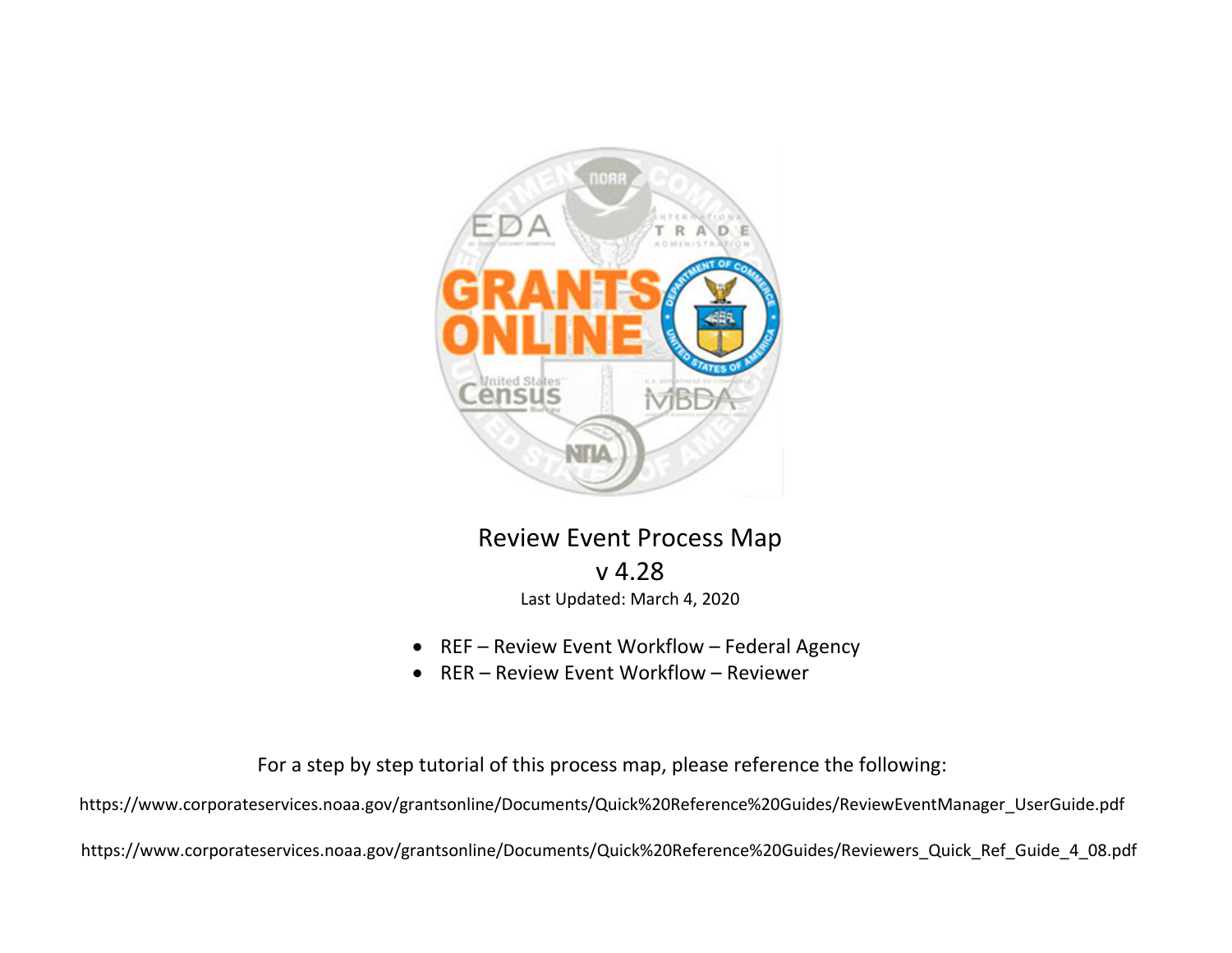# Review Event Process Map

## v 4.28

Last Updated: March 4, 2020

- REF – Review Event Workflow – Federal Agency
- RER – Review Event Workflow – Reviewer

For a step by step tutorial of this process map, please reference the following:

https://www.corporateservices.noaa.gov/grantsonline/Documents/Quick%20Reference%20Guides/ReviewEventManager_UserGuide.pdf

https://www.corporateservices.noaa.gov/grantsonline/Documents/Quick%20Reference%20Guides/Reviewers_Quick_Ref_Guide_4_08.pdf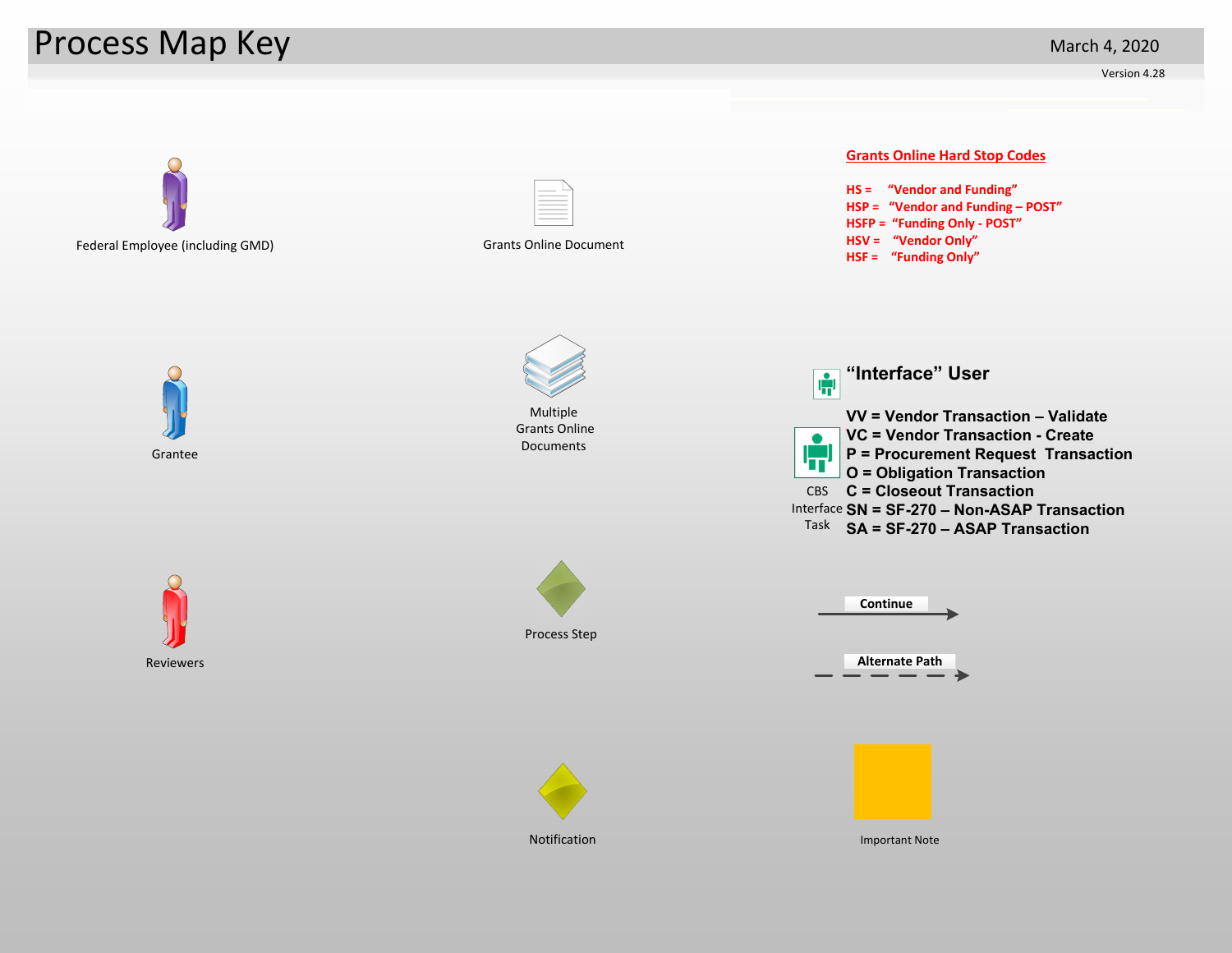# Process Map Key

March 4, 2020

Version 4.28

Federal Employee (including GMD)

Grants Online Document

## Grants Online Hard Stop Codes

HS = "Vendor and Funding"
HSP = "Vendor and Funding – POST"
HSFP = "Funding Only - POST"
HSV = "Vendor Only"
HSF = "Funding Only"

Grantee

Multiple Grants Online Documents

## "Interface" User

CBS Interface Task

**VV = Vendor Transaction – Validate**
**VC = Vendor Transaction - Create**
**P = Procurement Request Transaction**
**O = Obligation Transaction**
**C = Closeout Transaction**
**SN = SF-270 – Non-ASAP Transaction**
**SA = SF-270 – ASAP Transaction**

Reviewers

Process Step

**Continue**

**Alternate Path**

Notification

Important Note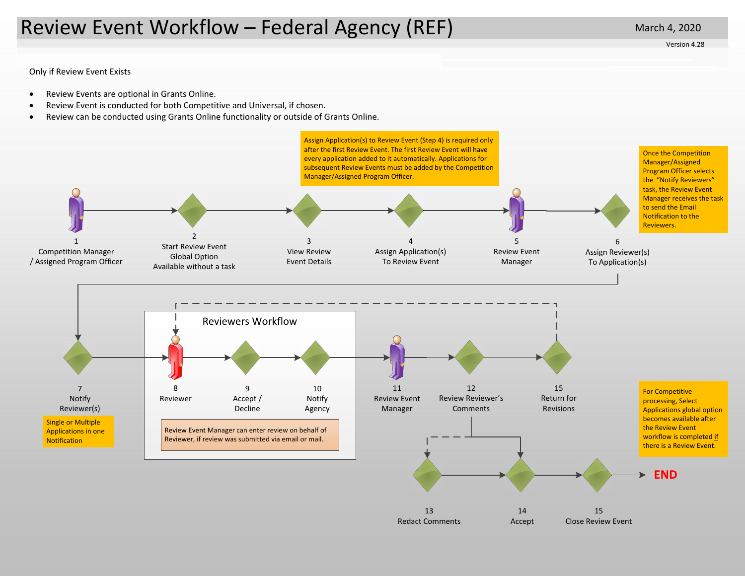# Review Event Workflow – Federal Agency (REF)

March 4, 2020

Version 4.28

Only if Review Event Exists

- Review Events are optional in Grants Online.
- Review Event is conducted for both Competitive and Universal, if chosen.
- Review can be conducted using Grants Online functionality or outside of Grants Online.

Assign Application(s) to Review Event (Step 4) is required only after the first Review Event. The first Review Event will have every application added to it automatically. Applications for subsequent Review Events must be added by the Competition Manager/Assigned Program Officer.

Once the Competition Manager/Assigned Program Officer selects the "Notify Reviewers" task, the Review Event Manager receives the task to send the Email Notification to the Reviewers.

1
Competition Manager / Assigned Program Officer

2
Start Review Event Global Option Available without a task

3
View Review Event Details

4
Assign Application(s) To Review Event

5
Review Event Manager

6
Assign Reviewer(s) To Application(s)

7
Notify Reviewer(s)

Single or Multiple Applications in one Notification

Reviewers Workflow

8
Reviewer

9
Accept / Decline

10
Notify Agency

Review Event Manager can enter review on behalf of Reviewer, if review was submitted via email or mail.

11
Review Event Manager

12
Review Reviewer's Comments

15
Return for Revisions

13
Redact Comments

14
Accept

15
Close Review Event

END

For Competitive processing, Select Applications global option becomes available after the Review Event workflow is completed if there is a Review Event.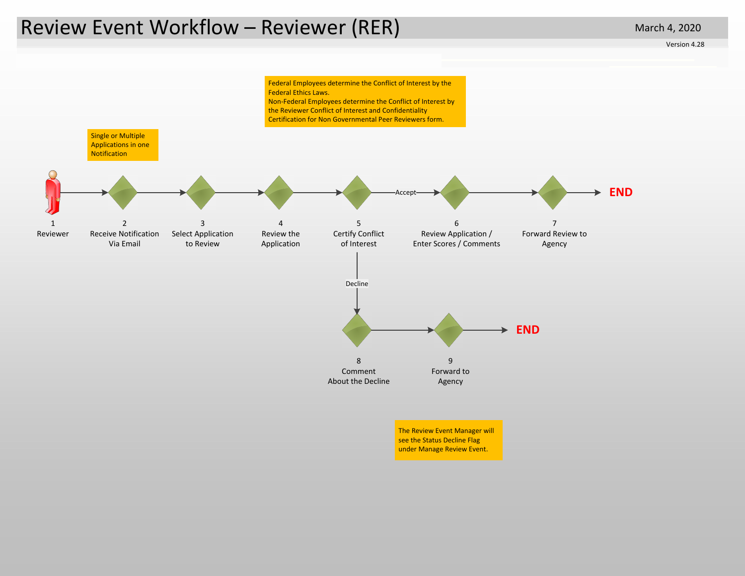# Review Event Workflow – Reviewer (RER)

March 4, 2020

Version 4.28

Federal Employees determine the Conflict of Interest by the Federal Ethics Laws.
Non-Federal Employees determine the Conflict of Interest by the Reviewer Conflict of Interest and Confidentiality Certification for Non Governmental Peer Reviewers form.

Single or Multiple Applications in one Notification

1
Reviewer

2
Receive Notification Via Email

3
Select Application to Review

4
Review the Application

5
Certify Conflict of Interest

Accept

6
Review Application / Enter Scores / Comments

7
Forward Review to Agency

END

Decline

8
Comment About the Decline

9
Forward to Agency

END

The Review Event Manager will see the Status Decline Flag under Manage Review Event.